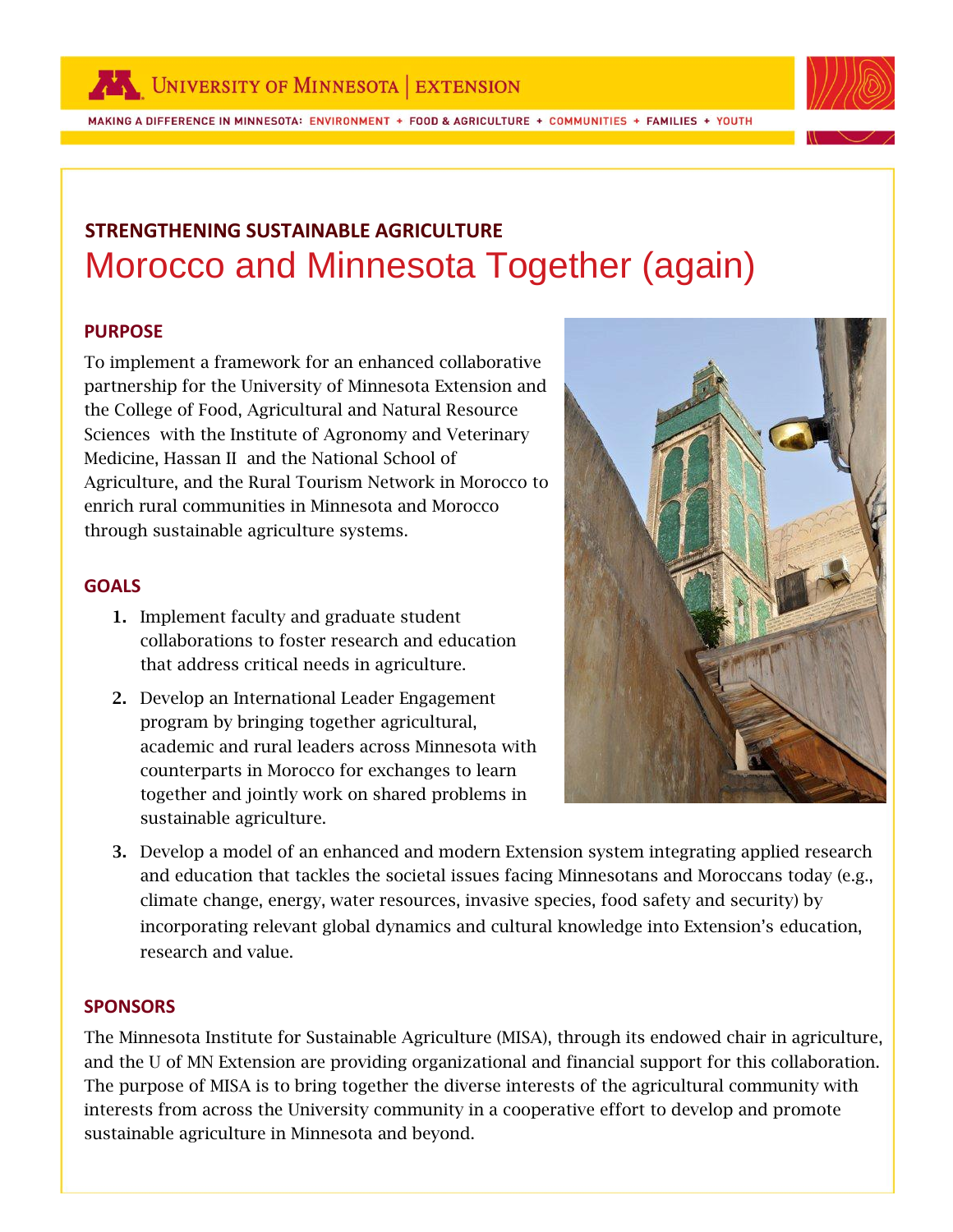# STRENGTHENING SUSTAINABLE AGRICULTURE

# Morocco and Minnesota Together (again)

## PURPOSE

To implement a framework for an enhanced collaborative partnership for the University of Minnesota Extension and the College of Food, Agricultural and Natural Resource Sciences with the Institute of Agronomy and Veterinary Medicine, Hassan II and the National School of Agriculture, and the Rural Tourism Network in Morocco to enrich rural communities in Minnesota and Morocco through sustainable agriculture systems.

## GOALS

1. Implement faculty and graduate student collaborations to foster research and education that address critical needs in agriculture.
2. Develop an International Leader Engagement program by bringing together agricultural, academic and rural leaders across Minnesota with counterparts in Morocco for exchanges to learn together and jointly work on shared problems in sustainable agriculture.
3. Develop a model of an enhanced and modern Extension system integrating applied research and education that tackles the societal issues facing Minnesotans and Moroccans today (e.g., climate change, energy, water resources, invasive species, food safety and security) by incorporating relevant global dynamics and cultural knowledge into Extension's education, research and value.

## SPONSORS

The Minnesota Institute for Sustainable Agriculture (MISA), through its endowed chair in agriculture, and the U of MN Extension are providing organizational and financial support for this collaboration. The purpose of MISA is to bring together the diverse interests of the agricultural community with interests from across the University community in a cooperative effort to develop and promote sustainable agriculture in Minnesota and beyond.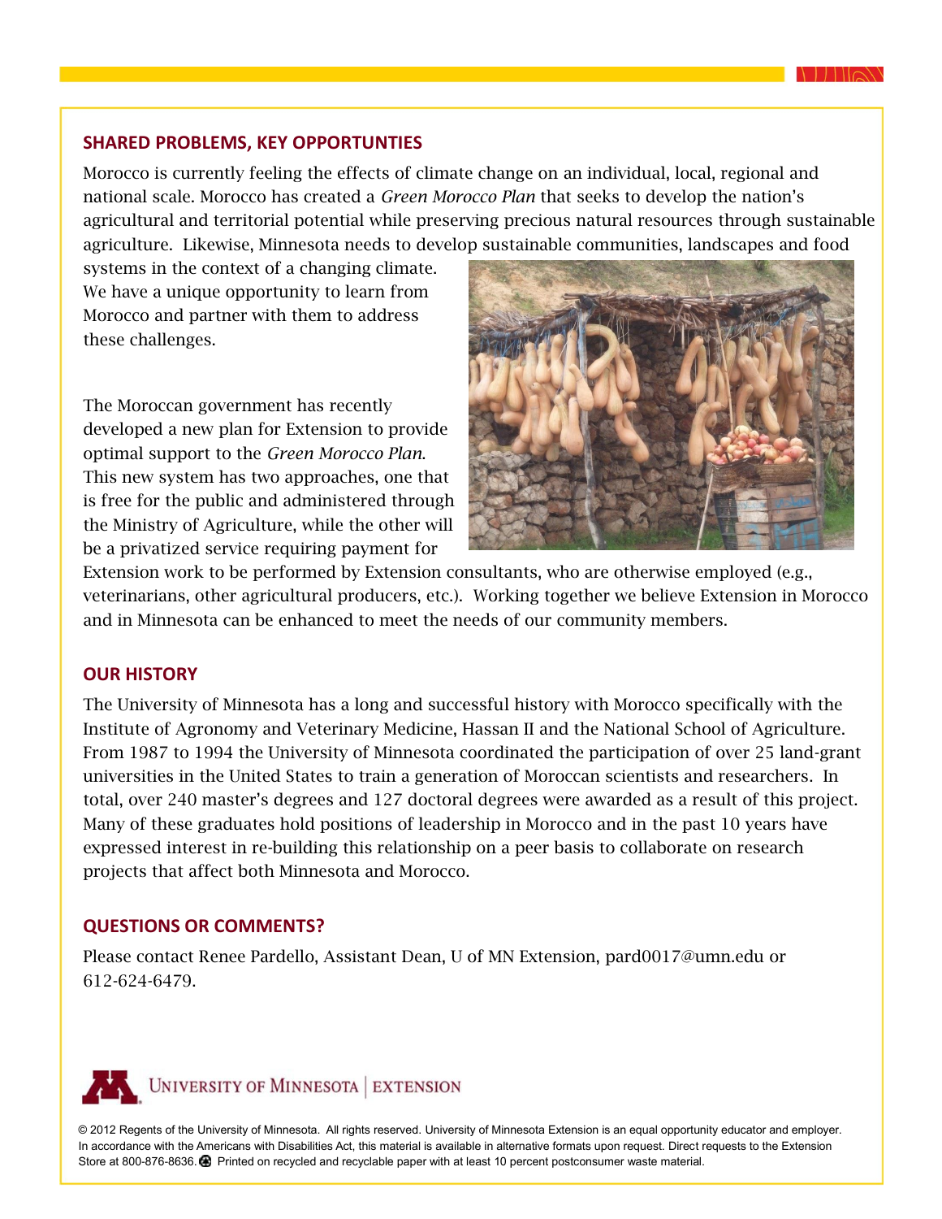## SHARED PROBLEMS, KEY OPPORTUNTIES

Morocco is currently feeling the effects of climate change on an individual, local, regional and national scale. Morocco has created a *Green Morocco Plan* that seeks to develop the nation's agricultural and territorial potential while preserving precious natural resources through sustainable agriculture. Likewise, Minnesota needs to develop sustainable communities, landscapes and food systems in the context of a changing climate. We have a unique opportunity to learn from Morocco and partner with them to address these challenges.

The Moroccan government has recently developed a new plan for Extension to provide optimal support to the *Green Morocco Plan*. This new system has two approaches, one that is free for the public and administered through the Ministry of Agriculture, while the other will be a privatized service requiring payment for Extension work to be performed by Extension consultants, who are otherwise employed (e.g., veterinarians, other agricultural producers, etc.). Working together we believe Extension in Morocco and in Minnesota can be enhanced to meet the needs of our community members.

## OUR HISTORY

The University of Minnesota has a long and successful history with Morocco specifically with the Institute of Agronomy and Veterinary Medicine, Hassan II and the National School of Agriculture. From 1987 to 1994 the University of Minnesota coordinated the participation of over 25 land-grant universities in the United States to train a generation of Moroccan scientists and researchers. In total, over 240 master's degrees and 127 doctoral degrees were awarded as a result of this project. Many of these graduates hold positions of leadership in Morocco and in the past 10 years have expressed interest in re-building this relationship on a peer basis to collaborate on research projects that affect both Minnesota and Morocco.

## QUESTIONS OR COMMENTS?

Please contact Renee Pardello, Assistant Dean, U of MN Extension, pard0017@umn.edu or 612-624-6479.

University of Minnesota | Extension

© 2012 Regents of the University of Minnesota. All rights reserved. University of Minnesota Extension is an equal opportunity educator and employer. In accordance with the Americans with Disabilities Act, this material is available in alternative formats upon request. Direct requests to the Extension Store at 800-876-8636. Printed on recycled and recyclable paper with at least 10 percent postconsumer waste material.